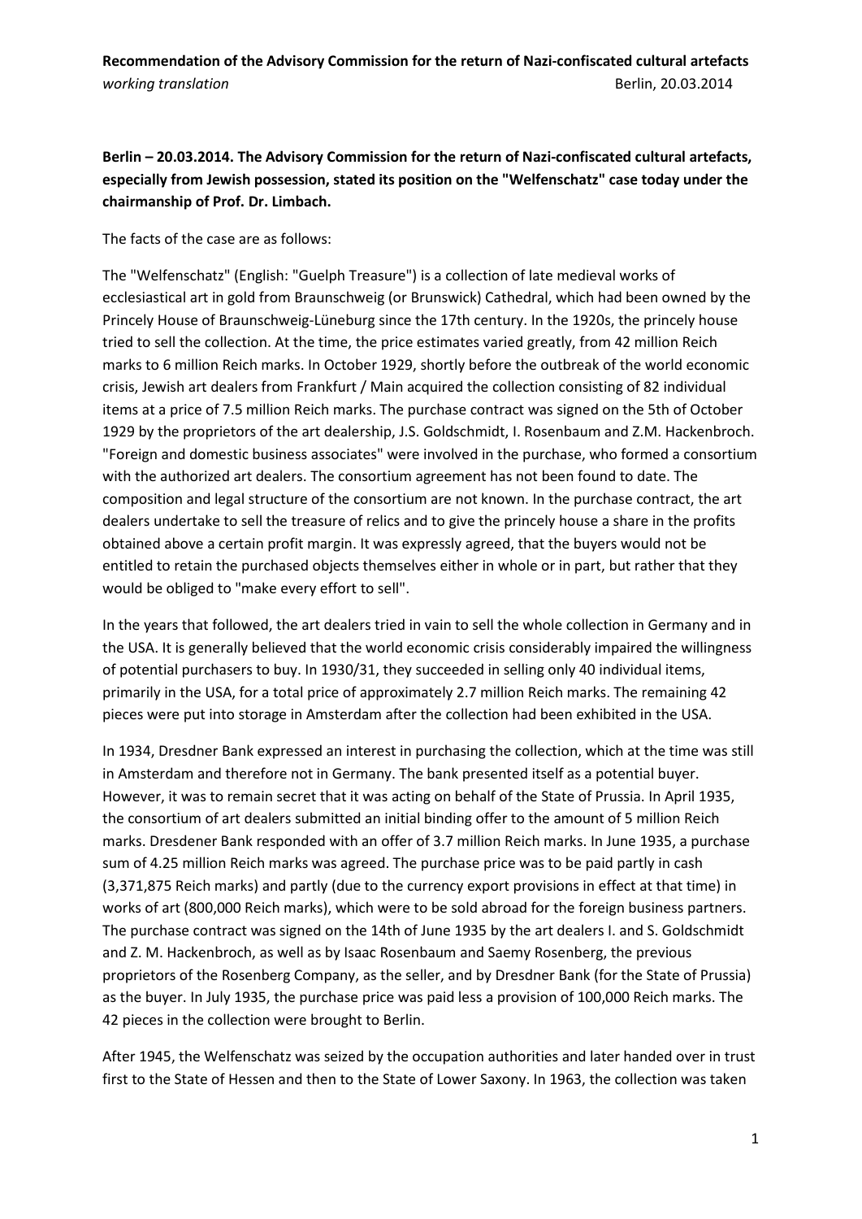**Recommendation of the Advisory Commission for the return of Nazi-confiscated cultural artefacts**

*working translation* Berlin, 20.03.2014

**Berlin – 20.03.2014. The Advisory Commission for the return of Nazi-confiscated cultural artefacts, especially from Jewish possession, stated its position on the "Welfenschatz" case today under the chairmanship of Prof. Dr. Limbach.**

The facts of the case are as follows:

The "Welfenschatz" (English: "Guelph Treasure") is a collection of late medieval works of ecclesiastical art in gold from Braunschweig (or Brunswick) Cathedral, which had been owned by the Princely House of Braunschweig-Lüneburg since the 17th century. In the 1920s, the princely house tried to sell the collection. At the time, the price estimates varied greatly, from 42 million Reich marks to 6 million Reich marks. In October 1929, shortly before the outbreak of the world economic crisis, Jewish art dealers from Frankfurt / Main acquired the collection consisting of 82 individual items at a price of 7.5 million Reich marks. The purchase contract was signed on the 5th of October 1929 by the proprietors of the art dealership, J.S. Goldschmidt, I. Rosenbaum and Z.M. Hackenbroch. "Foreign and domestic business associates" were involved in the purchase, who formed a consortium with the authorized art dealers. The consortium agreement has not been found to date. The composition and legal structure of the consortium are not known. In the purchase contract, the art dealers undertake to sell the treasure of relics and to give the princely house a share in the profits obtained above a certain profit margin. It was expressly agreed, that the buyers would not be entitled to retain the purchased objects themselves either in whole or in part, but rather that they would be obliged to "make every effort to sell".

In the years that followed, the art dealers tried in vain to sell the whole collection in Germany and in the USA. It is generally believed that the world economic crisis considerably impaired the willingness of potential purchasers to buy. In 1930/31, they succeeded in selling only 40 individual items, primarily in the USA, for a total price of approximately 2.7 million Reich marks. The remaining 42 pieces were put into storage in Amsterdam after the collection had been exhibited in the USA.

In 1934, Dresdner Bank expressed an interest in purchasing the collection, which at the time was still in Amsterdam and therefore not in Germany. The bank presented itself as a potential buyer. However, it was to remain secret that it was acting on behalf of the State of Prussia. In April 1935, the consortium of art dealers submitted an initial binding offer to the amount of 5 million Reich marks. Dresdener Bank responded with an offer of 3.7 million Reich marks. In June 1935, a purchase sum of 4.25 million Reich marks was agreed. The purchase price was to be paid partly in cash (3,371,875 Reich marks) and partly (due to the currency export provisions in effect at that time) in works of art (800,000 Reich marks), which were to be sold abroad for the foreign business partners. The purchase contract was signed on the 14th of June 1935 by the art dealers I. and S. Goldschmidt and Z. M. Hackenbroch, as well as by Isaac Rosenbaum and Saemy Rosenberg, the previous proprietors of the Rosenberg Company, as the seller, and by Dresdner Bank (for the State of Prussia) as the buyer. In July 1935, the purchase price was paid less a provision of 100,000 Reich marks. The 42 pieces in the collection were brought to Berlin.

After 1945, the Welfenschatz was seized by the occupation authorities and later handed over in trust first to the State of Hessen and then to the State of Lower Saxony. In 1963, the collection was taken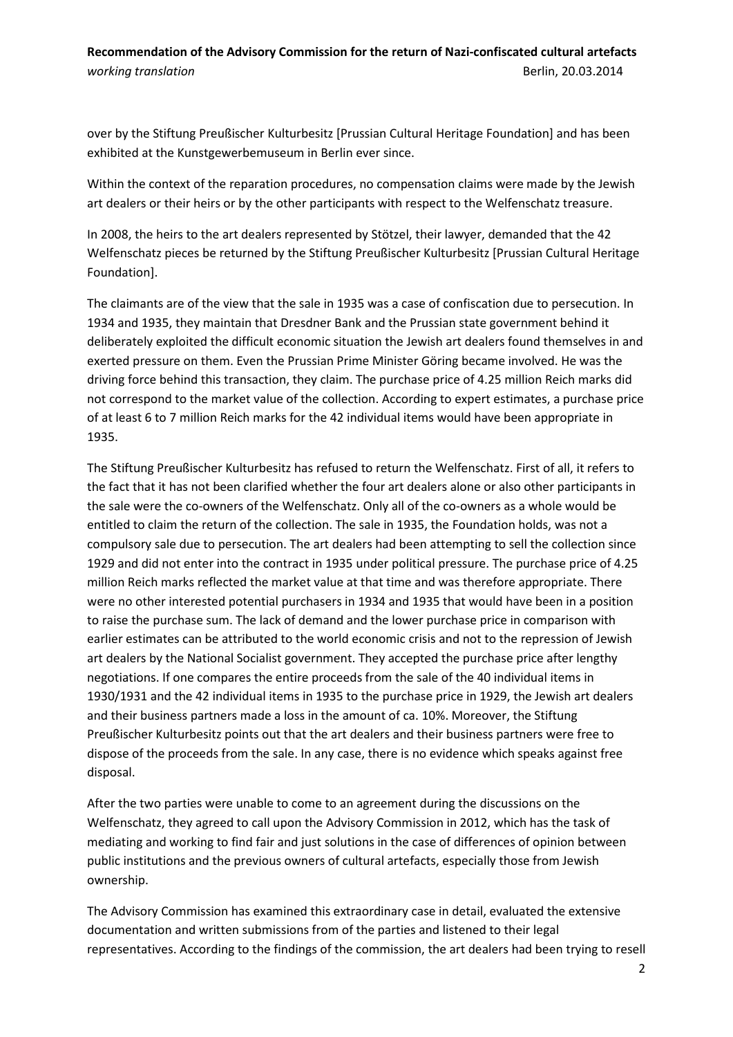over by the Stiftung Preußischer Kulturbesitz [Prussian Cultural Heritage Foundation] and has been exhibited at the Kunstgewerbemuseum in Berlin ever since.

Within the context of the reparation procedures, no compensation claims were made by the Jewish art dealers or their heirs or by the other participants with respect to the Welfenschatz treasure.

In 2008, the heirs to the art dealers represented by Stötzel, their lawyer, demanded that the 42 Welfenschatz pieces be returned by the Stiftung Preußischer Kulturbesitz [Prussian Cultural Heritage Foundation].

The claimants are of the view that the sale in 1935 was a case of confiscation due to persecution. In 1934 and 1935, they maintain that Dresdner Bank and the Prussian state government behind it deliberately exploited the difficult economic situation the Jewish art dealers found themselves in and exerted pressure on them. Even the Prussian Prime Minister Göring became involved. He was the driving force behind this transaction, they claim. The purchase price of 4.25 million Reich marks did not correspond to the market value of the collection. According to expert estimates, a purchase price of at least 6 to 7 million Reich marks for the 42 individual items would have been appropriate in 1935.

The Stiftung Preußischer Kulturbesitz has refused to return the Welfenschatz. First of all, it refers to the fact that it has not been clarified whether the four art dealers alone or also other participants in the sale were the co-owners of the Welfenschatz. Only all of the co-owners as a whole would be entitled to claim the return of the collection. The sale in 1935, the Foundation holds, was not a compulsory sale due to persecution. The art dealers had been attempting to sell the collection since 1929 and did not enter into the contract in 1935 under political pressure. The purchase price of 4.25 million Reich marks reflected the market value at that time and was therefore appropriate. There were no other interested potential purchasers in 1934 and 1935 that would have been in a position to raise the purchase sum. The lack of demand and the lower purchase price in comparison with earlier estimates can be attributed to the world economic crisis and not to the repression of Jewish art dealers by the National Socialist government. They accepted the purchase price after lengthy negotiations. If one compares the entire proceeds from the sale of the 40 individual items in 1930/1931 and the 42 individual items in 1935 to the purchase price in 1929, the Jewish art dealers and their business partners made a loss in the amount of ca. 10%. Moreover, the Stiftung Preußischer Kulturbesitz points out that the art dealers and their business partners were free to dispose of the proceeds from the sale. In any case, there is no evidence which speaks against free disposal.

After the two parties were unable to come to an agreement during the discussions on the Welfenschatz, they agreed to call upon the Advisory Commission in 2012, which has the task of mediating and working to find fair and just solutions in the case of differences of opinion between public institutions and the previous owners of cultural artefacts, especially those from Jewish ownership.

The Advisory Commission has examined this extraordinary case in detail, evaluated the extensive documentation and written submissions from of the parties and listened to their legal representatives. According to the findings of the commission, the art dealers had been trying to resell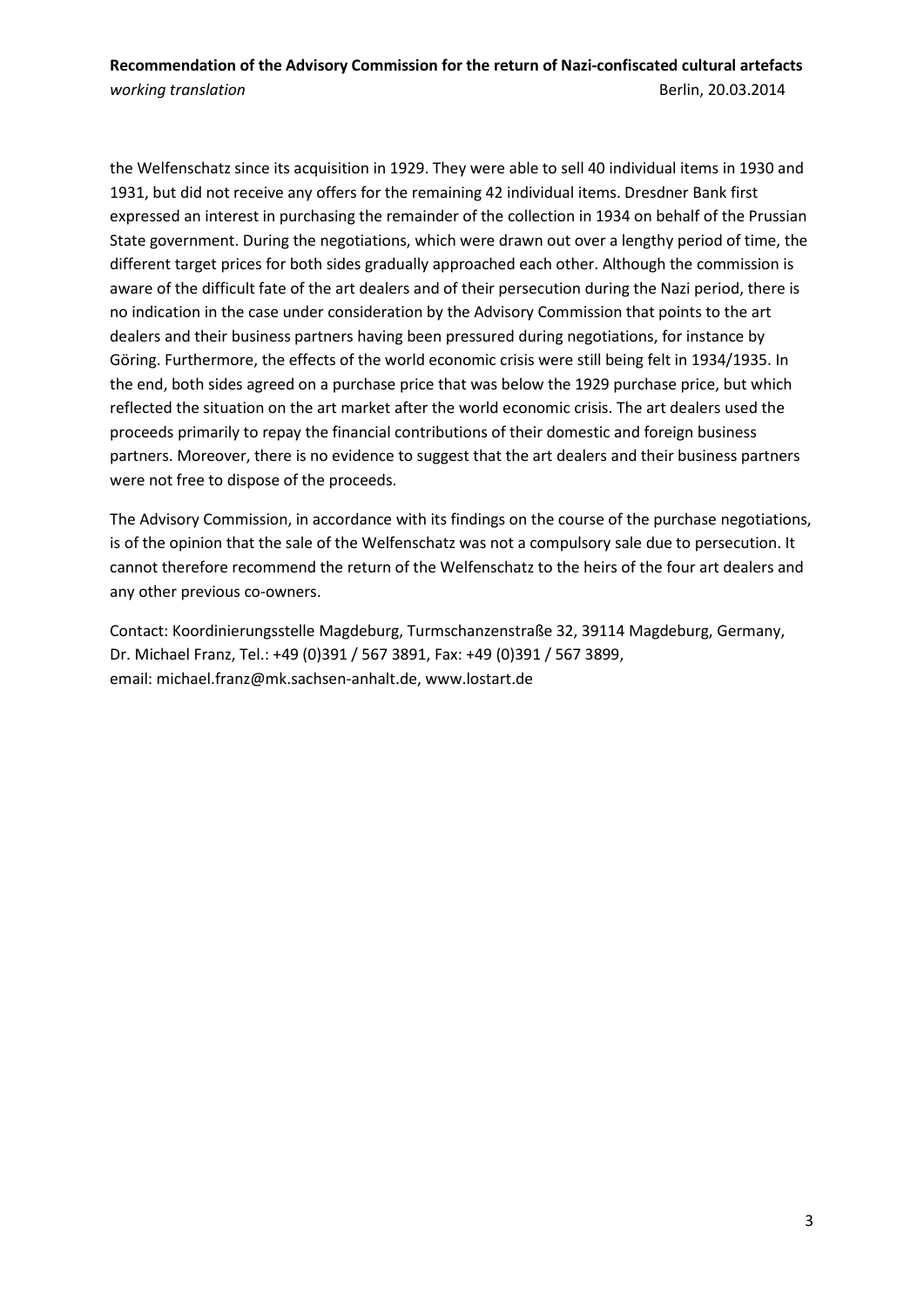the Welfenschatz since its acquisition in 1929. They were able to sell 40 individual items in 1930 and 1931, but did not receive any offers for the remaining 42 individual items. Dresdner Bank first expressed an interest in purchasing the remainder of the collection in 1934 on behalf of the Prussian State government. During the negotiations, which were drawn out over a lengthy period of time, the different target prices for both sides gradually approached each other. Although the commission is aware of the difficult fate of the art dealers and of their persecution during the Nazi period, there is no indication in the case under consideration by the Advisory Commission that points to the art dealers and their business partners having been pressured during negotiations, for instance by Göring. Furthermore, the effects of the world economic crisis were still being felt in 1934/1935. In the end, both sides agreed on a purchase price that was below the 1929 purchase price, but which reflected the situation on the art market after the world economic crisis. The art dealers used the proceeds primarily to repay the financial contributions of their domestic and foreign business partners. Moreover, there is no evidence to suggest that the art dealers and their business partners were not free to dispose of the proceeds.

The Advisory Commission, in accordance with its findings on the course of the purchase negotiations, is of the opinion that the sale of the Welfenschatz was not a compulsory sale due to persecution. It cannot therefore recommend the return of the Welfenschatz to the heirs of the four art dealers and any other previous co-owners.

Contact: Koordinierungsstelle Magdeburg, Turmschanzenstraße 32, 39114 Magdeburg, Germany,
Dr. Michael Franz, Tel.: +49 (0)391 / 567 3891, Fax: +49 (0)391 / 567 3899,
email: michael.franz@mk.sachsen-anhalt.de, www.lostart.de